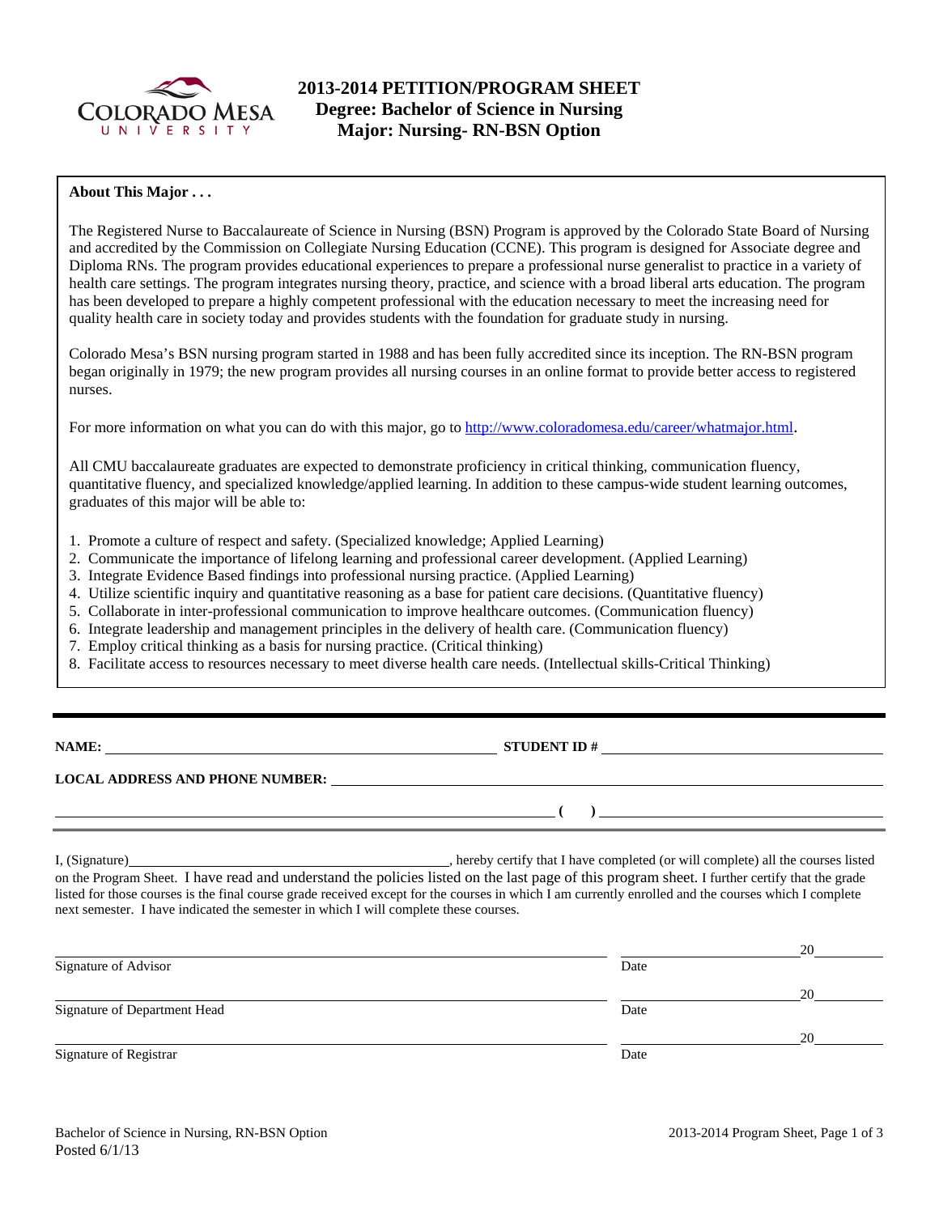# 2013-2014 PETITION/PROGRAM SHEET
## Degree: Bachelor of Science in Nursing
## Major: Nursing- RN-BSN Option

**About This Major . . .**

The Registered Nurse to Baccalaureate of Science in Nursing (BSN) Program is approved by the Colorado State Board of Nursing and accredited by the Commission on Collegiate Nursing Education (CCNE). This program is designed for Associate degree and Diploma RNs. The program provides educational experiences to prepare a professional nurse generalist to practice in a variety of health care settings. The program integrates nursing theory, practice, and science with a broad liberal arts education. The program has been developed to prepare a highly competent professional with the education necessary to meet the increasing need for quality health care in society today and provides students with the foundation for graduate study in nursing.

Colorado Mesa's BSN nursing program started in 1988 and has been fully accredited since its inception. The RN-BSN program began originally in 1979; the new program provides all nursing courses in an online format to provide better access to registered nurses.

For more information on what you can do with this major, go to http://www.coloradomesa.edu/career/whatmajor.html.

All CMU baccalaureate graduates are expected to demonstrate proficiency in critical thinking, communication fluency, quantitative fluency, and specialized knowledge/applied learning. In addition to these campus-wide student learning outcomes, graduates of this major will be able to:

1. Promote a culture of respect and safety. (Specialized knowledge; Applied Learning)
2. Communicate the importance of lifelong learning and professional career development. (Applied Learning)
3. Integrate Evidence Based findings into professional nursing practice. (Applied Learning)
4. Utilize scientific inquiry and quantitative reasoning as a base for patient care decisions. (Quantitative fluency)
5. Collaborate in inter-professional communication to improve healthcare outcomes. (Communication fluency)
6. Integrate leadership and management principles in the delivery of health care. (Communication fluency)
7. Employ critical thinking as a basis for nursing practice. (Critical thinking)
8. Facilitate access to resources necessary to meet diverse health care needs. (Intellectual skills-Critical Thinking)

---

**NAME:** ______________________________ **STUDENT ID #** ______________________

**LOCAL ADDRESS AND PHONE NUMBER:** ______________________________

______________________________ **(  )** ______________________

I, (Signature)______________________________, hereby certify that I have completed (or will complete) all the courses listed on the Program Sheet. I have read and understand the policies listed on the last page of this program sheet. I further certify that the grade listed for those courses is the final course grade received except for the courses in which I am currently enrolled and the courses which I complete next semester. I have indicated the semester in which I will complete these courses.

______________________________ ____________ 20____
Signature of Advisor Date

______________________________ ____________ 20____
Signature of Department Head Date

______________________________ ____________ 20____
Signature of Registrar Date

Bachelor of Science in Nursing, RN-BSN Option
Posted 6/1/13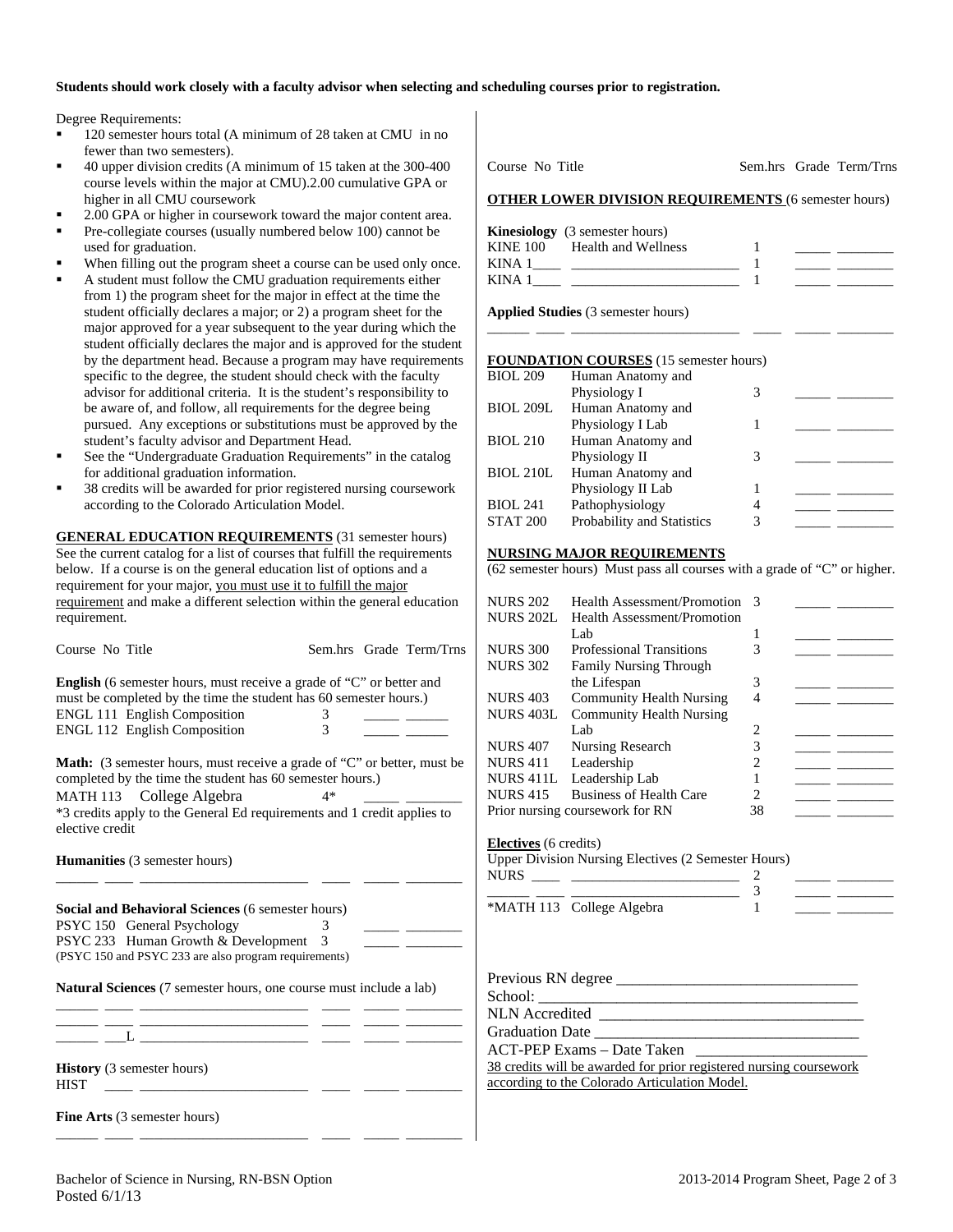**Students should work closely with a faculty advisor when selecting and scheduling courses prior to registration.**

Degree Requirements:

- 120 semester hours total (A minimum of 28 taken at CMU in no fewer than two semesters).
- 40 upper division credits (A minimum of 15 taken at the 300-400 course levels within the major at CMU).2.00 cumulative GPA or higher in all CMU coursework
- 2.00 GPA or higher in coursework toward the major content area.
- Pre-collegiate courses (usually numbered below 100) cannot be used for graduation.
- When filling out the program sheet a course can be used only once.
- A student must follow the CMU graduation requirements either from 1) the program sheet for the major in effect at the time the student officially declares a major; or 2) a program sheet for the major approved for a year subsequent to the year during which the student officially declares the major and is approved for the student by the department head. Because a program may have requirements specific to the degree, the student should check with the faculty advisor for additional criteria. It is the student's responsibility to be aware of, and follow, all requirements for the degree being pursued. Any exceptions or substitutions must be approved by the student's faculty advisor and Department Head.
- See the "Undergraduate Graduation Requirements" in the catalog for additional graduation information.
- 38 credits will be awarded for prior registered nursing coursework according to the Colorado Articulation Model.

**GENERAL EDUCATION REQUIREMENTS** (31 semester hours)
See the current catalog for a list of courses that fulfill the requirements below. If a course is on the general education list of options and a requirement for your major, you must use it to fulfill the major requirement and make a different selection within the general education requirement.

| Course No | Title | Sem.hrs | Grade | Term/Trns |
|---|---|---|---|---|
| **English** (6 semester hours, must receive a grade of "C" or better and must be completed by the time the student has 60 semester hours.) | | | | |
| ENGL 111 | English Composition | 3 | _____ | ______ |
| ENGL 112 | English Composition | 3 | _____ | ______ |
| **Math:** (3 semester hours, must receive a grade of "C" or better, must be completed by the time the student has 60 semester hours.) | | | | |
| MATH 113 | College Algebra | 4* | _____ | ________ |

*3 credits apply to the General Ed requirements and 1 credit applies to elective credit

| Course No | Title | Sem.hrs | Grade | Term/Trns |
|---|---|---|---|---|
| **Humanities** (3 semester hours) | | | | |
| ______ ____ | ______________________ | ____ | _____ | ________ |
| **Social and Behavioral Sciences** (6 semester hours) | | | | |
| PSYC 150 | General Psychology | 3 | _____ | ________ |
| PSYC 233 | Human Growth & Development | 3 | _____ | ________ |
| (PSYC 150 and PSYC 233 are also program requirements) | | | | |
| **Natural Sciences** (7 semester hours, one course must include a lab) | | | | |
| ______ ____ | ______________________ | ____ | _____ | ________ |
| ______ ____ | ______________________ | ____ | _____ | ________ |
| ______ ___L | ______________________ | ____ | _____ | ________ |
| **History** (3 semester hours) | | | | |
| HIST ____ | ______________________ | ____ | _____ | ________ |
| **Fine Arts** (3 semester hours) | | | | |
| ______ ____ | ______________________ | ____ | _____ | ________ |

| Course No | Title | Sem.hrs | Grade | Term/Trns |
|---|---|---|---|---|
| **OTHER LOWER DIVISION REQUIREMENTS** (6 semester hours) | | | | |
| **Kinesiology** (3 semester hours) | | | | |
| KINE 100 | Health and Wellness | 1 | _____ | ________ |
| KINA 1____ | ______________________ | 1 | _____ | ________ |
| KINA 1____ | ______________________ | 1 | _____ | ________ |
| **Applied Studies** (3 semester hours) | | | | |
| ______ ____ | ______________________ | ____ | _____ | ________ |
| **FOUNDATION COURSES** (15 semester hours) | | | | |
| BIOL 209 | Human Anatomy and Physiology I | 3 | _____ | ________ |
| BIOL 209L | Human Anatomy and Physiology I Lab | 1 | _____ | ________ |
| BIOL 210 | Human Anatomy and Physiology II | 3 | _____ | ________ |
| BIOL 210L | Human Anatomy and Physiology II Lab | 1 | _____ | ________ |
| BIOL 241 | Pathophysiology | 4 | _____ | ________ |
| STAT 200 | Probability and Statistics | 3 | _____ | ________ |

**NURSING MAJOR REQUIREMENTS**
(62 semester hours) Must pass all courses with a grade of "C" or higher.

| Course No | Title | Sem.hrs | Grade | Term/Trns |
|---|---|---|---|---|
| NURS 202 | Health Assessment/Promotion | 3 | _____ | ________ |
| NURS 202L | Health Assessment/Promotion Lab | 1 | _____ | ________ |
| NURS 300 | Professional Transitions | 3 | _____ | ________ |
| NURS 302 | Family Nursing Through the Lifespan | 3 | _____ | ________ |
| NURS 403 | Community Health Nursing | 4 | _____ | ________ |
| NURS 403L | Community Health Nursing Lab | 2 | _____ | ________ |
| NURS 407 | Nursing Research | 3 | _____ | ________ |
| NURS 411 | Leadership | 2 | _____ | ________ |
| NURS 411L | Leadership Lab | 1 | _____ | ________ |
| NURS 415 | Business of Health Care | 2 | _____ | ________ |
| Prior nursing coursework for RN | | 38 | _____ | ________ |

**Electives** (6 credits)
Upper Division Nursing Electives (2 Semester Hours)

| Course No | Title | Sem.hrs | Grade | Term/Trns |
|---|---|---|---|---|
| NURS ____ | ______________________ | 2 | _____ | ________ |
| ______ ____ | ______________________ | 3 | _____ | ________ |
| *MATH 113 | College Algebra | 1 | _____ | ________ |

Previous RN degree ______________________________
School: _________________________________________
NLN Accredited __________________________________
Graduation Date __________________________________
ACT-PEP Exams – Date Taken ______________________
38 credits will be awarded for prior registered nursing coursework according to the Colorado Articulation Model.

Bachelor of Science in Nursing, RN-BSN Option
Posted 6/1/13
2013-2014 Program Sheet, Page 2 of 3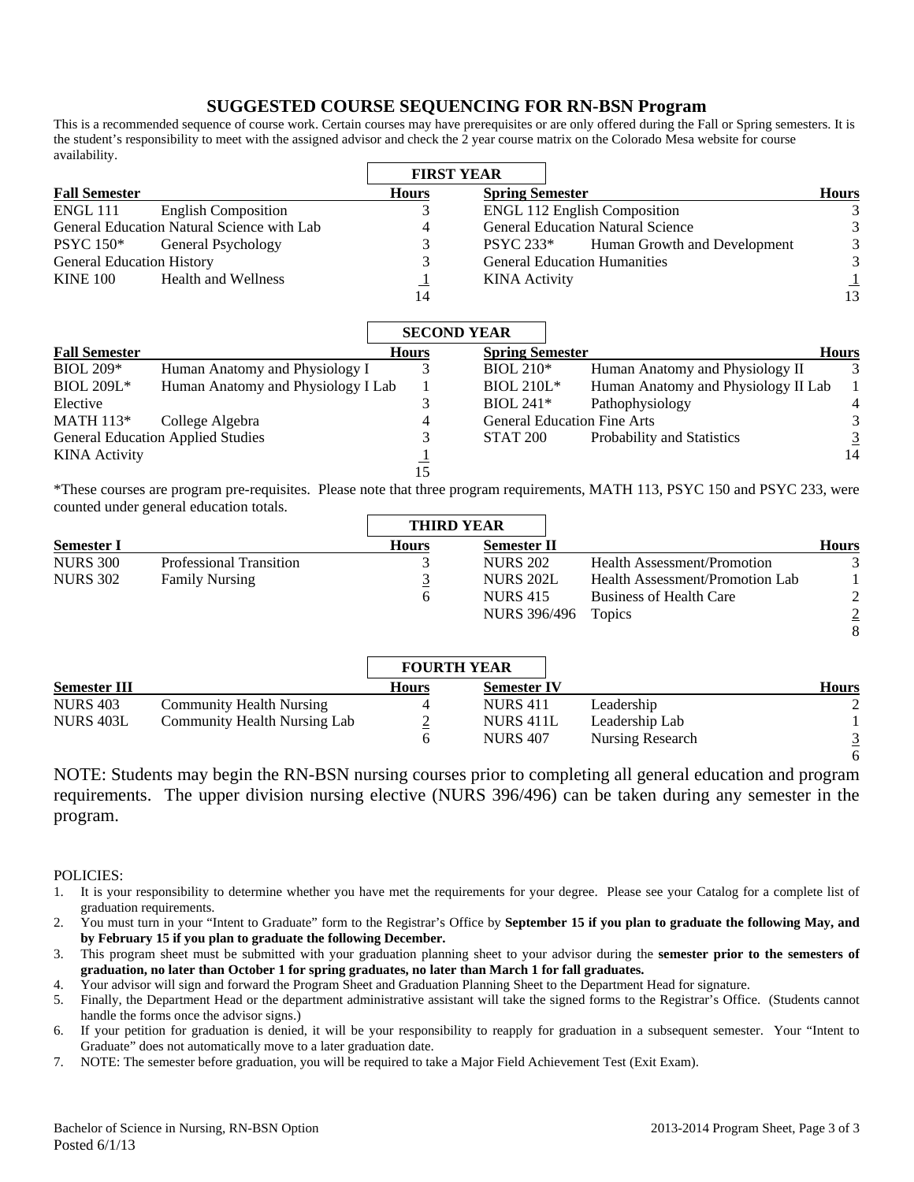# SUGGESTED COURSE SEQUENCING FOR RN-BSN Program

This is a recommended sequence of course work. Certain courses may have prerequisites or are only offered during the Fall or Spring semesters. It is the student's responsibility to meet with the assigned advisor and check the 2 year course matrix on the Colorado Mesa website for course availability.

## FIRST YEAR

| Fall Semester | | Hours | Spring Semester | | Hours |
|---|---|---|---|---|---|
| ENGL 111 | English Composition | 3 | ENGL 112 English Composition | | 3 |
| General Education Natural Science with Lab | | 4 | General Education Natural Science | | 3 |
| PSYC 150* | General Psychology | 3 | PSYC 233* | Human Growth and Development | 3 |
| General Education History | | 3 | General Education Humanities | | 3 |
| KINE 100 | Health and Wellness | 1 | KINA Activity | | 1 |
| | | 14 | | | 13 |

## SECOND YEAR

| Fall Semester | | Hours | Spring Semester | | Hours |
|---|---|---|---|---|---|
| BIOL 209* | Human Anatomy and Physiology I | 3 | BIOL 210* | Human Anatomy and Physiology II | 3 |
| BIOL 209L* | Human Anatomy and Physiology I Lab | 1 | BIOL 210L* | Human Anatomy and Physiology II Lab | 1 |
| Elective | | 3 | BIOL 241* | Pathophysiology | 4 |
| MATH 113* | College Algebra | 4 | General Education Fine Arts | | 3 |
| General Education Applied Studies | | 3 | STAT 200 | Probability and Statistics | 3 |
| KINA Activity | | 1 | | | 14 |
| | | 15 | | | |

*These courses are program pre-requisites. Please note that three program requirements, MATH 113, PSYC 150 and PSYC 233, were counted under general education totals.

## THIRD YEAR

| Semester I | | Hours | Semester II | | Hours |
|---|---|---|---|---|---|
| NURS 300 | Professional Transition | 3 | NURS 202 | Health Assessment/Promotion | 3 |
| NURS 302 | Family Nursing | 3 | NURS 202L | Health Assessment/Promotion Lab | 1 |
| | | 6 | NURS 415 | Business of Health Care | 2 |
| | | | NURS 396/496 | Topics | 2 |
| | | | | | 8 |

## FOURTH YEAR

| Semester III | | Hours | Semester IV | | Hours |
|---|---|---|---|---|---|
| NURS 403 | Community Health Nursing | 4 | NURS 411 | Leadership | 2 |
| NURS 403L | Community Health Nursing Lab | 2 | NURS 411L | Leadership Lab | 1 |
| | | 6 | NURS 407 | Nursing Research | 3 |
| | | | | | 6 |

NOTE: Students may begin the RN-BSN nursing courses prior to completing all general education and program requirements. The upper division nursing elective (NURS 396/496) can be taken during any semester in the program.

POLICIES:

1. It is your responsibility to determine whether you have met the requirements for your degree. Please see your Catalog for a complete list of graduation requirements.
2. You must turn in your "Intent to Graduate" form to the Registrar's Office by **September 15 if you plan to graduate the following May, and by February 15 if you plan to graduate the following December.**
3. This program sheet must be submitted with your graduation planning sheet to your advisor during the **semester prior to the semesters of graduation, no later than October 1 for spring graduates, no later than March 1 for fall graduates.**
4. Your advisor will sign and forward the Program Sheet and Graduation Planning Sheet to the Department Head for signature.
5. Finally, the Department Head or the department administrative assistant will take the signed forms to the Registrar's Office. (Students cannot handle the forms once the advisor signs.)
6. If your petition for graduation is denied, it will be your responsibility to reapply for graduation in a subsequent semester. Your "Intent to Graduate" does not automatically move to a later graduation date.
7. NOTE: The semester before graduation, you will be required to take a Major Field Achievement Test (Exit Exam).

Bachelor of Science in Nursing, RN-BSN Option
Posted 6/1/13